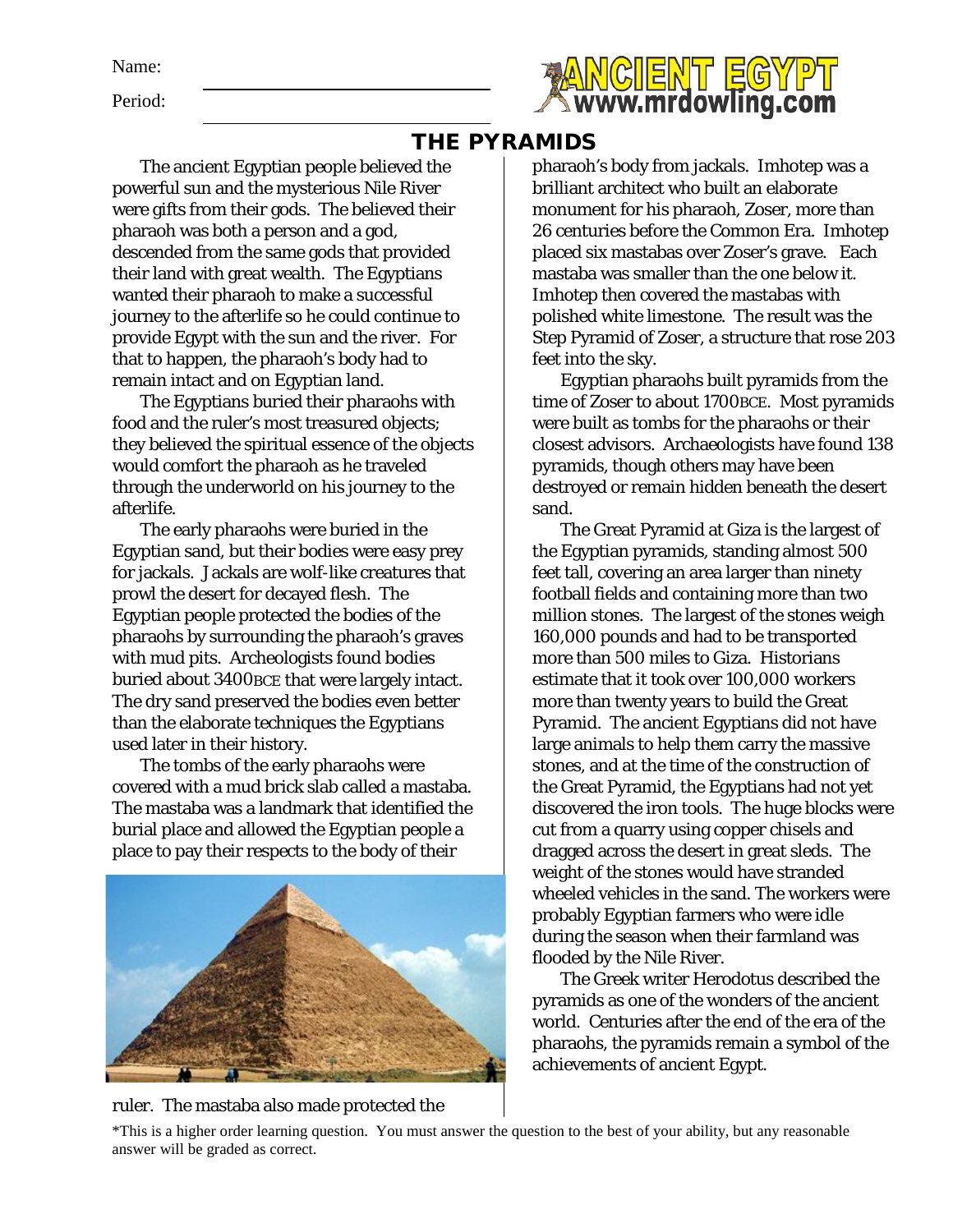Name:

Period:

# THE PYRAMIDS

The ancient Egyptian people believed the powerful sun and the mysterious Nile River were gifts from their gods. The believed their pharaoh was both a person and a god, descended from the same gods that provided their land with great wealth. The Egyptians wanted their pharaoh to make a successful journey to the afterlife so he could continue to provide Egypt with the sun and the river. For that to happen, the pharaoh's body had to remain intact and on Egyptian land.

The Egyptians buried their pharaohs with food and the ruler's most treasured objects; they believed the spiritual essence of the objects would comfort the pharaoh as he traveled through the underworld on his journey to the afterlife.

The early pharaohs were buried in the Egyptian sand, but their bodies were easy prey for jackals. Jackals are wolf-like creatures that prowl the desert for decayed flesh. The Egyptian people protected the bodies of the pharaohs by surrounding the pharaoh's graves with mud pits. Archeologists found bodies buried about 3400BCE that were largely intact. The dry sand preserved the bodies even better than the elaborate techniques the Egyptians used later in their history.

The tombs of the early pharaohs were covered with a mud brick slab called a mastaba. The mastaba was a landmark that identified the burial place and allowed the Egyptian people a place to pay their respects to the body of their ruler. The mastaba also made protected the pharaoh's body from jackals. Imhotep was a brilliant architect who built an elaborate monument for his pharaoh, Zoser, more than 26 centuries before the Common Era. Imhotep placed six mastabas over Zoser's grave. Each mastaba was smaller than the one below it. Imhotep then covered the mastabas with polished white limestone. The result was the Step Pyramid of Zoser, a structure that rose 203 feet into the sky.

Egyptian pharaohs built pyramids from the time of Zoser to about 1700BCE. Most pyramids were built as tombs for the pharaohs or their closest advisors. Archaeologists have found 138 pyramids, though others may have been destroyed or remain hidden beneath the desert sand.

The Great Pyramid at Giza is the largest of the Egyptian pyramids, standing almost 500 feet tall, covering an area larger than ninety football fields and containing more than two million stones. The largest of the stones weigh 160,000 pounds and had to be transported more than 500 miles to Giza. Historians estimate that it took over 100,000 workers more than twenty years to build the Great Pyramid. The ancient Egyptians did not have large animals to help them carry the massive stones, and at the time of the construction of the Great Pyramid, the Egyptians had not yet discovered the iron tools. The huge blocks were cut from a quarry using copper chisels and dragged across the desert in great sleds. The weight of the stones would have stranded wheeled vehicles in the sand. The workers were probably Egyptian farmers who were idle during the season when their farmland was flooded by the Nile River.

The Greek writer Herodotus described the pyramids as one of the wonders of the ancient world. Centuries after the end of the era of the pharaohs, the pyramids remain a symbol of the achievements of ancient Egypt.

*This is a higher order learning question. You must answer the question to the best of your ability, but any reasonable answer will be graded as correct.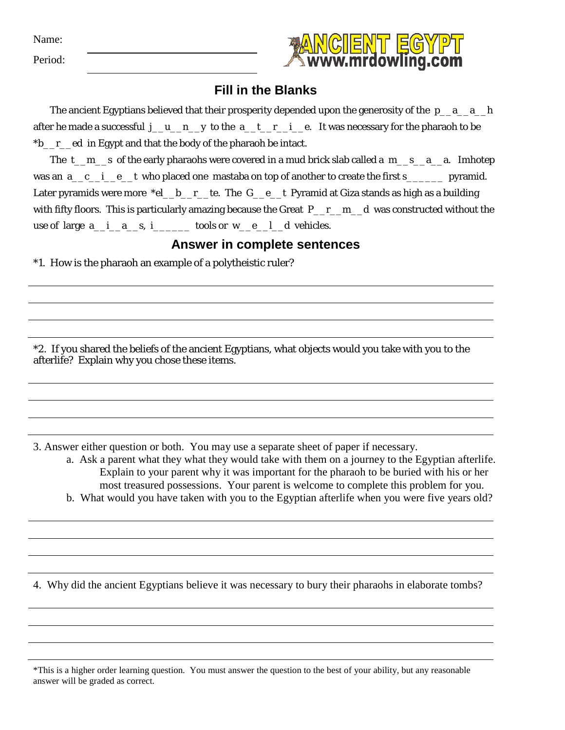Name:

Period:

ANCIENT EGYPT
www.mrdowling.com

## Fill in the Blanks

The ancient Egyptians believed that their prosperity depended upon the generosity of the p__a__a__h after he made a successful j__u__n__y to the a__t__r__i__e. It was necessary for the pharaoh to be *b__r__ed in Egypt and that the body of the pharaoh be intact.

The t__m__s of the early pharaohs were covered in a mud brick slab called a m__s__a__a. Imhotep was an a__c__i__e__t who placed one mastaba on top of another to create the first s______ pyramid. Later pyramids were more *el__b__r__te. The G__e__t Pyramid at Giza stands as high as a building with fifty floors. This is particularly amazing because the Great P__r__m__d was constructed without the use of large a__i__a__s, i______ tools or w__e__l__d vehicles.

## Answer in complete sentences

*1. How is the pharaoh an example of a polytheistic ruler?

*2. If you shared the beliefs of the ancient Egyptians, what objects would you take with you to the afterlife? Explain why you chose these items.

3. Answer either question or both. You may use a separate sheet of paper if necessary.

   a. Ask a parent what they what they would take with them on a journey to the Egyptian afterlife. Explain to your parent why it was important for the pharaoh to be buried with his or her most treasured possessions. Your parent is welcome to complete this problem for you.

   b. What would you have taken with you to the Egyptian afterlife when you were five years old?

4. Why did the ancient Egyptians believe it was necessary to bury their pharaohs in elaborate tombs?

*This is a higher order learning question. You must answer the question to the best of your ability, but any reasonable answer will be graded as correct.